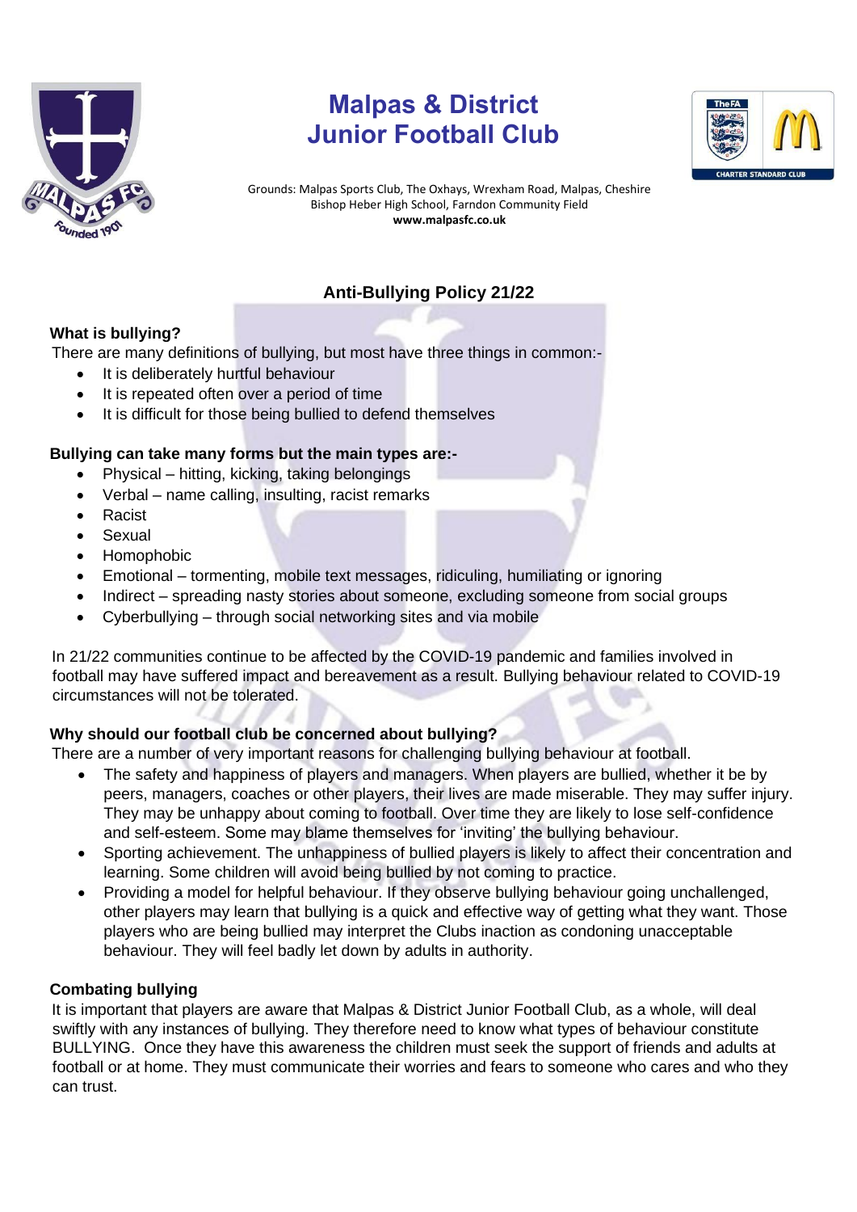# Malpas & District Junior Football Club

Grounds: Malpas Sports Club, The Oxhays, Wrexham Road, Malpas, Cheshire
Bishop Heber High School, Farndon Community Field
**www.malpasfc.co.uk**

## Anti-Bullying Policy 21/22

### What is bullying?

There are many definitions of bullying, but most have three things in common:-

- It is deliberately hurtful behaviour
- It is repeated often over a period of time
- It is difficult for those being bullied to defend themselves

### Bullying can take many forms but the main types are:-

- Physical – hitting, kicking, taking belongings
- Verbal – name calling, insulting, racist remarks
- Racist
- Sexual
- Homophobic
- Emotional – tormenting, mobile text messages, ridiculing, humiliating or ignoring
- Indirect – spreading nasty stories about someone, excluding someone from social groups
- Cyberbullying – through social networking sites and via mobile

In 21/22 communities continue to be affected by the COVID-19 pandemic and families involved in football may have suffered impact and bereavement as a result. Bullying behaviour related to COVID-19 circumstances will not be tolerated.

### Why should our football club be concerned about bullying?

There are a number of very important reasons for challenging bullying behaviour at football.

- The safety and happiness of players and managers. When players are bullied, whether it be by peers, managers, coaches or other players, their lives are made miserable. They may suffer injury. They may be unhappy about coming to football. Over time they are likely to lose self-confidence and self-esteem. Some may blame themselves for 'inviting' the bullying behaviour.
- Sporting achievement. The unhappiness of bullied players is likely to affect their concentration and learning. Some children will avoid being bullied by not coming to practice.
- Providing a model for helpful behaviour. If they observe bullying behaviour going unchallenged, other players may learn that bullying is a quick and effective way of getting what they want. Those players who are being bullied may interpret the Clubs inaction as condoning unacceptable behaviour. They will feel badly let down by adults in authority.

### Combating bullying

It is important that players are aware that Malpas & District Junior Football Club, as a whole, will deal swiftly with any instances of bullying. They therefore need to know what types of behaviour constitute BULLYING. Once they have this awareness the children must seek the support of friends and adults at football or at home. They must communicate their worries and fears to someone who cares and who they can trust.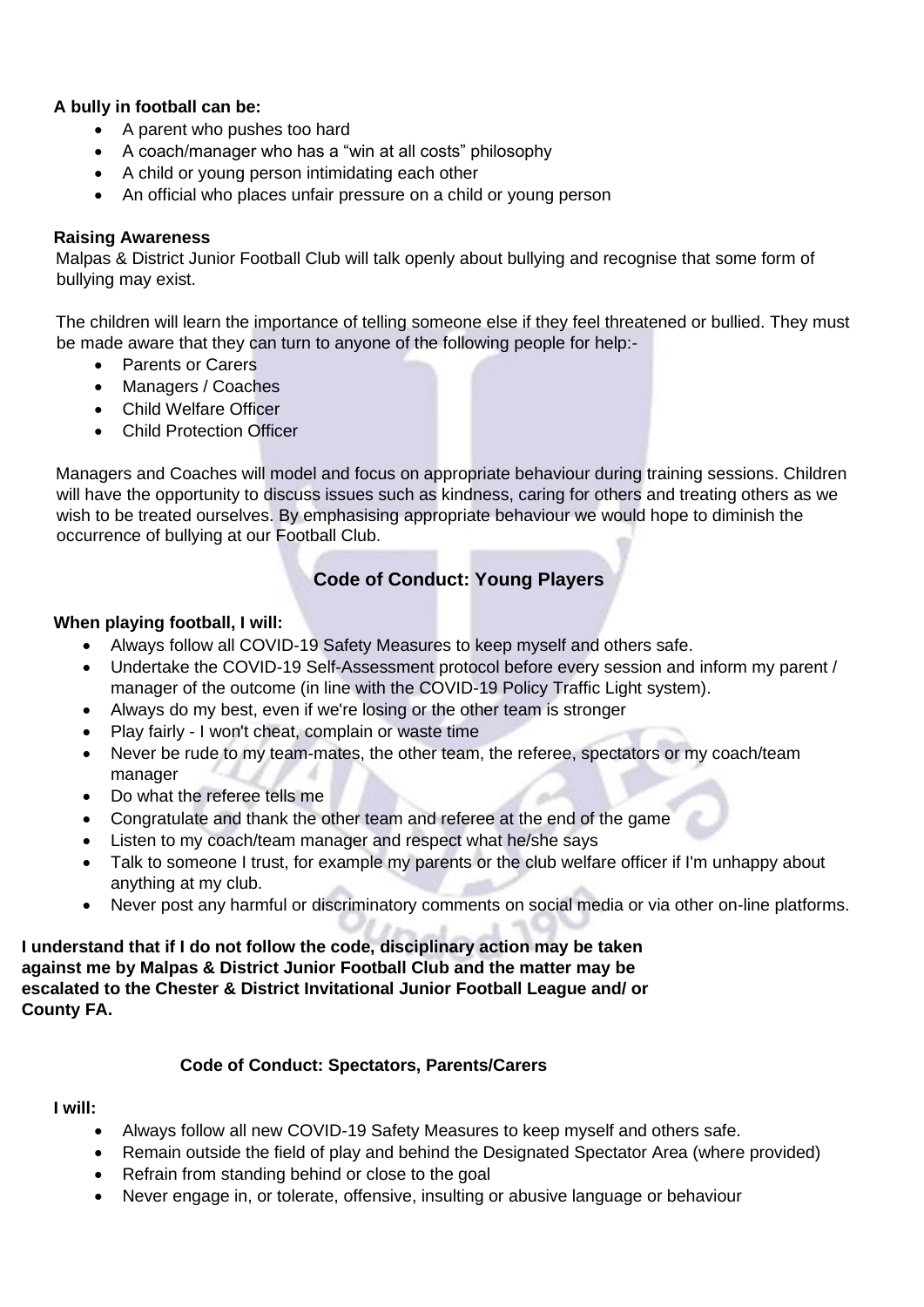**A bully in football can be:**

- A parent who pushes too hard
- A coach/manager who has a "win at all costs" philosophy
- A child or young person intimidating each other
- An official who places unfair pressure on a child or young person

**Raising Awareness**

Malpas & District Junior Football Club will talk openly about bullying and recognise that some form of bullying may exist.

The children will learn the importance of telling someone else if they feel threatened or bullied. They must be made aware that they can turn to anyone of the following people for help:-

- Parents or Carers
- Managers / Coaches
- Child Welfare Officer
- Child Protection Officer

Managers and Coaches will model and focus on appropriate behaviour during training sessions. Children will have the opportunity to discuss issues such as kindness, caring for others and treating others as we wish to be treated ourselves. By emphasising appropriate behaviour we would hope to diminish the occurrence of bullying at our Football Club.

## Code of Conduct: Young Players

**When playing football, I will:**

- Always follow all COVID-19 Safety Measures to keep myself and others safe.
- Undertake the COVID-19 Self-Assessment protocol before every session and inform my parent / manager of the outcome (in line with the COVID-19 Policy Traffic Light system).
- Always do my best, even if we're losing or the other team is stronger
- Play fairly - I won't cheat, complain or waste time
- Never be rude to my team-mates, the other team, the referee, spectators or my coach/team manager
- Do what the referee tells me
- Congratulate and thank the other team and referee at the end of the game
- Listen to my coach/team manager and respect what he/she says
- Talk to someone I trust, for example my parents or the club welfare officer if I'm unhappy about anything at my club.
- Never post any harmful or discriminatory comments on social media or via other on-line platforms.

**I understand that if I do not follow the code, disciplinary action may be taken against me by Malpas & District Junior Football Club and the matter may be escalated to the Chester & District Invitational Junior Football League and/ or County FA.**

### Code of Conduct: Spectators, Parents/Carers

**I will:**

- Always follow all new COVID-19 Safety Measures to keep myself and others safe.
- Remain outside the field of play and behind the Designated Spectator Area (where provided)
- Refrain from standing behind or close to the goal
- Never engage in, or tolerate, offensive, insulting or abusive language or behaviour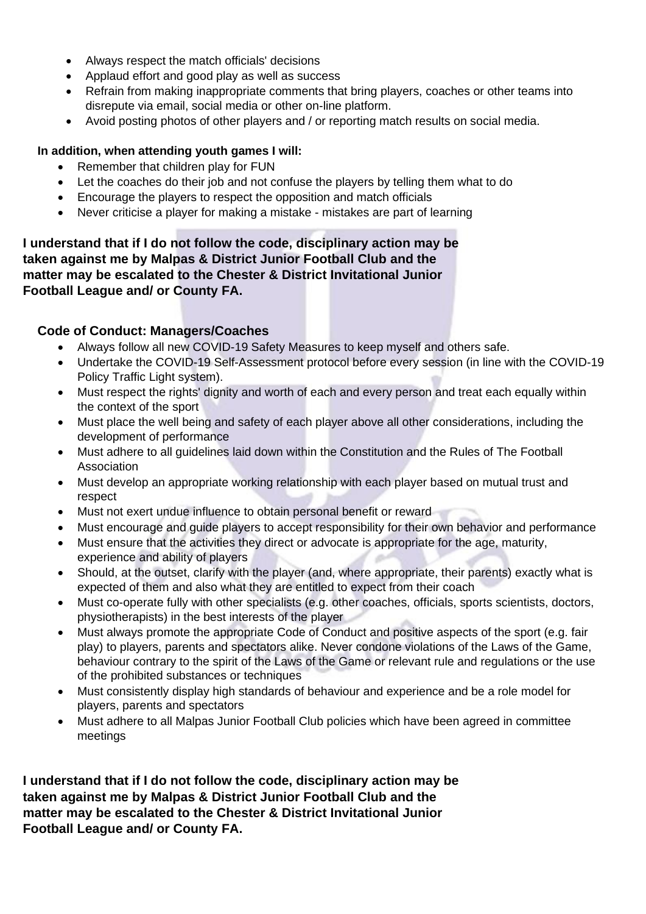- Always respect the match officials' decisions
- Applaud effort and good play as well as success
- Refrain from making inappropriate comments that bring players, coaches or other teams into disrepute via email, social media or other on-line platform.
- Avoid posting photos of other players and / or reporting match results on social media.

**In addition, when attending youth games I will:**

- Remember that children play for FUN
- Let the coaches do their job and not confuse the players by telling them what to do
- Encourage the players to respect the opposition and match officials
- Never criticise a player for making a mistake - mistakes are part of learning

**I understand that if I do not follow the code, disciplinary action may be taken against me by Malpas & District Junior Football Club and the matter may be escalated to the Chester & District Invitational Junior Football League and/ or County FA.**

## Code of Conduct: Managers/Coaches

- Always follow all new COVID-19 Safety Measures to keep myself and others safe.
- Undertake the COVID-19 Self-Assessment protocol before every session (in line with the COVID-19 Policy Traffic Light system).
- Must respect the rights' dignity and worth of each and every person and treat each equally within the context of the sport
- Must place the well being and safety of each player above all other considerations, including the development of performance
- Must adhere to all guidelines laid down within the Constitution and the Rules of The Football Association
- Must develop an appropriate working relationship with each player based on mutual trust and respect
- Must not exert undue influence to obtain personal benefit or reward
- Must encourage and guide players to accept responsibility for their own behavior and performance
- Must ensure that the activities they direct or advocate is appropriate for the age, maturity, experience and ability of players
- Should, at the outset, clarify with the player (and, where appropriate, their parents) exactly what is expected of them and also what they are entitled to expect from their coach
- Must co-operate fully with other specialists (e.g. other coaches, officials, sports scientists, doctors, physiotherapists) in the best interests of the player
- Must always promote the appropriate Code of Conduct and positive aspects of the sport (e.g. fair play) to players, parents and spectators alike. Never condone violations of the Laws of the Game, behaviour contrary to the spirit of the Laws of the Game or relevant rule and regulations or the use of the prohibited substances or techniques
- Must consistently display high standards of behaviour and experience and be a role model for players, parents and spectators
- Must adhere to all Malpas Junior Football Club policies which have been agreed in committee meetings

**I understand that if I do not follow the code, disciplinary action may be taken against me by Malpas & District Junior Football Club and the matter may be escalated to the Chester & District Invitational Junior Football League and/ or County FA.**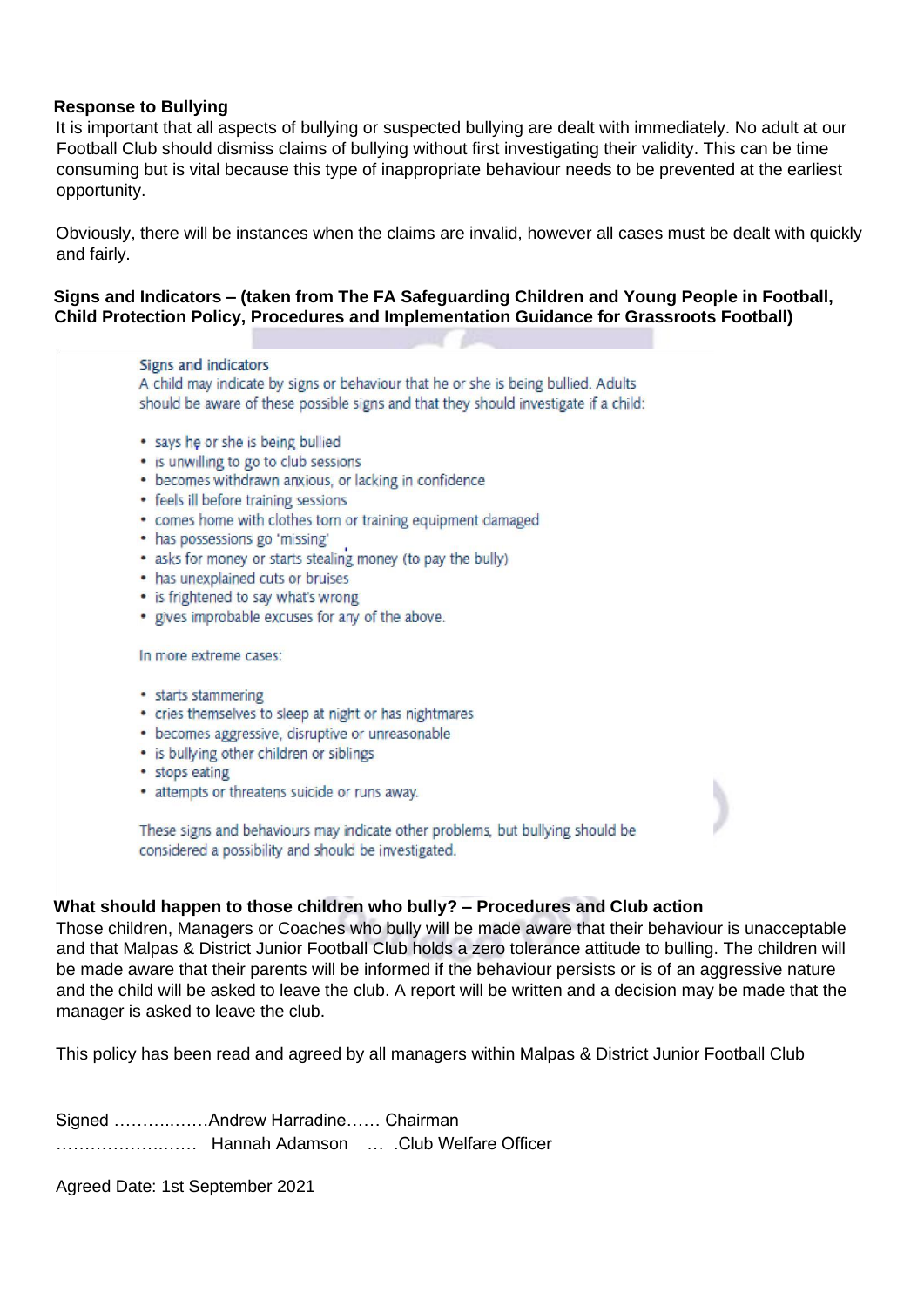**Response to Bullying**

It is important that all aspects of bullying or suspected bullying are dealt with immediately. No adult at our Football Club should dismiss claims of bullying without first investigating their validity. This can be time consuming but is vital because this type of inappropriate behaviour needs to be prevented at the earliest opportunity.

Obviously, there will be instances when the claims are invalid, however all cases must be dealt with quickly and fairly.

**Signs and Indicators – (taken from The FA Safeguarding Children and Young People in Football, Child Protection Policy, Procedures and Implementation Guidance for Grassroots Football)**

Signs and indicators

A child may indicate by signs or behaviour that he or she is being bullied. Adults should be aware of these possible signs and that they should investigate if a child:

- says he or she is being bullied
- is unwilling to go to club sessions
- becomes withdrawn anxious, or lacking in confidence
- feels ill before training sessions
- comes home with clothes torn or training equipment damaged
- has possessions go 'missing'
- asks for money or starts stealing money (to pay the bully)
- has unexplained cuts or bruises
- is frightened to say what's wrong
- gives improbable excuses for any of the above.

In more extreme cases:

- starts stammering
- cries themselves to sleep at night or has nightmares
- becomes aggressive, disruptive or unreasonable
- is bullying other children or siblings
- stops eating
- attempts or threatens suicide or runs away.

These signs and behaviours may indicate other problems, but bullying should be considered a possibility and should be investigated.

**What should happen to those children who bully? – Procedures and Club action**

Those children, Managers or Coaches who bully will be made aware that their behaviour is unacceptable and that Malpas & District Junior Football Club holds a zero tolerance attitude to bulling. The children will be made aware that their parents will be informed if the behaviour persists or is of an aggressive nature and the child will be asked to leave the club. A report will be written and a decision may be made that the manager is asked to leave the club.

This policy has been read and agreed by all managers within Malpas & District Junior Football Club

Signed ……….……Andrew Harradine…… Chairman
……………….……  Hannah Adamson  … .Club Welfare Officer

Agreed Date: 1st September 2021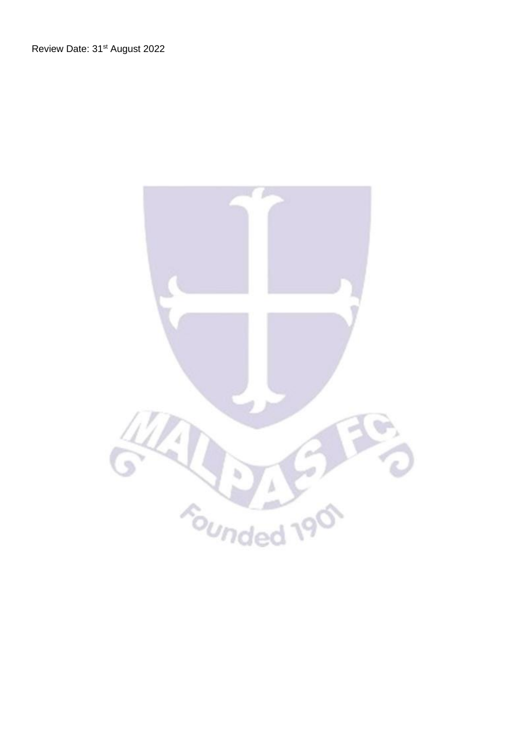Review Date: 31st August 2022